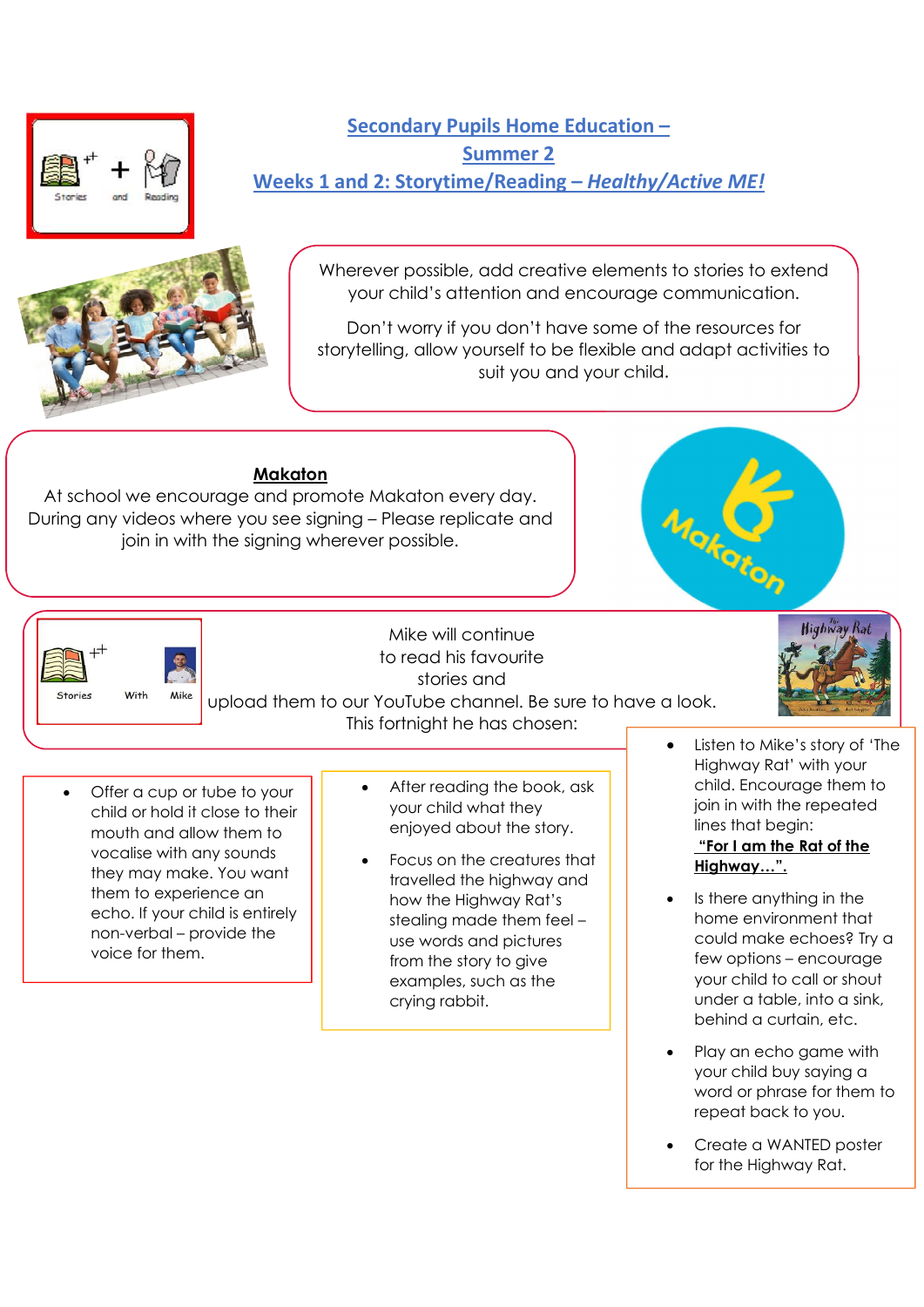# Secondary Pupils Home Education – Summer 2

## Weeks 1 and 2: Storytime/Reading – *Healthy/Active ME!*

Stories and Reading

Wherever possible, add creative elements to stories to extend your child's attention and encourage communication.

Don't worry if you don't have some of the resources for storytelling, allow yourself to be flexible and adapt activities to suit you and your child.

**Makaton**

At school we encourage and promote Makaton every day. During any videos where you see signing – Please replicate and join in with the signing wherever possible.

Stories With Mike

Mike will continue to read his favourite stories and upload them to our YouTube channel. Be sure to have a look. This fortnight he has chosen:

- Offer a cup or tube to your child or hold it close to their mouth and allow them to vocalise with any sounds they may make. You want them to experience an echo. If your child is entirely non-verbal – provide the voice for them.

- After reading the book, ask your child what they enjoyed about the story.
- Focus on the creatures that travelled the highway and how the Highway Rat's stealing made them feel – use words and pictures from the story to give examples, such as the crying rabbit.

- Listen to Mike's story of 'The Highway Rat' with your child. Encourage them to join in with the repeated lines that begin: **"For I am the Rat of the Highway…".**
- Is there anything in the home environment that could make echoes? Try a few options – encourage your child to call or shout under a table, into a sink, behind a curtain, etc.
- Play an echo game with your child buy saying a word or phrase for them to repeat back to you.
- Create a WANTED poster for the Highway Rat.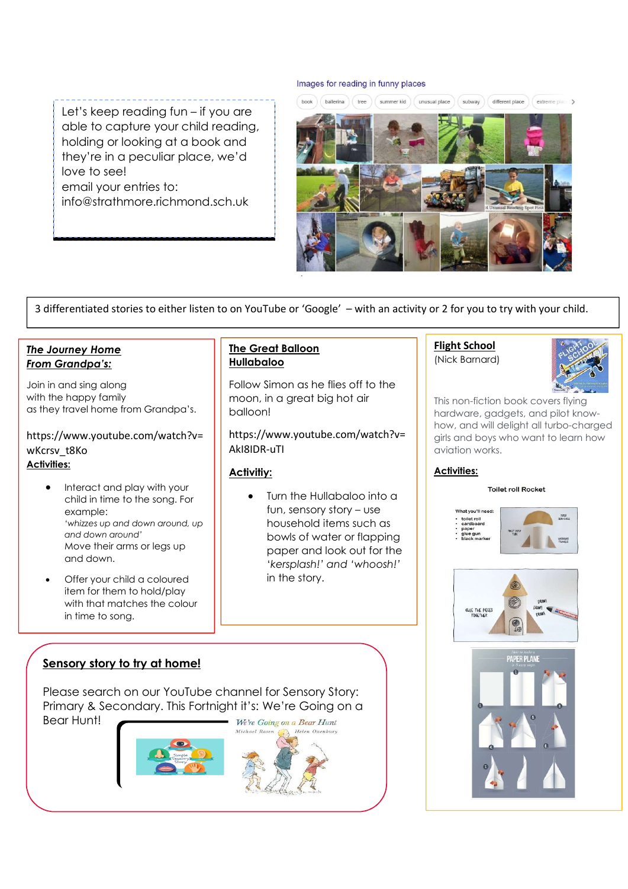Let's keep reading fun – if you are able to capture your child reading, holding or looking at a book and they're in a peculiar place, we'd love to see!
email your entries to:
info@strathmore.richmond.sch.uk

Images for reading in funny places

3 differentiated stories to either listen to on YouTube or 'Google' – with an activity or 2 for you to try with your child.

## *The Journey Home From Grandpa's:*

Join in and sing along with the happy family as they travel home from Grandpa's.

https://www.youtube.com/watch?v=wKcrsv_t8Ko

**Activities:**

- Interact and play with your child in time to the song. For example: *'whizzes up and down around, up and down around'* Move their arms or legs up and down.
- Offer your child a coloured item for them to hold/play with that matches the colour in time to song.

## The Great Balloon Hullabaloo

Follow Simon as he flies off to the moon, in a great big hot air balloon!

https://www.youtube.com/watch?v=AkI8IDR-uTI

**Activity:**

- Turn the Hullabaloo into a fun, sensory story – use household items such as bowls of water or flapping paper and look out for the *'kersplash!' and 'whoosh!'* in the story.

## Flight School

(Nick Barnard)

This non-fiction book covers flying hardware, gadgets, and pilot know-how, and will delight all turbo-charged girls and boys who want to learn how aviation works.

**Activities:**

Toilet roll Rocket

## Sensory story to try at home!

Please search on our YouTube channel for Sensory Story: Primary & Secondary. This Fortnight it's: We're Going on a Bear Hunt!